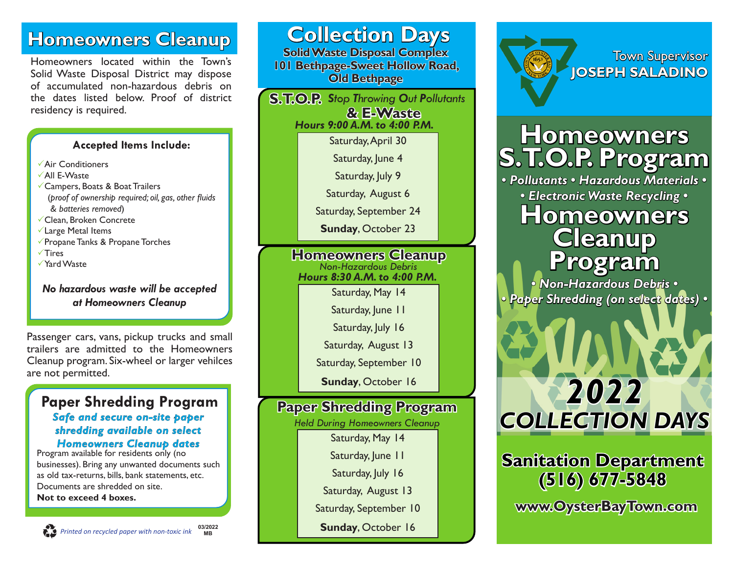## Homeowners Cleanup

Homeowners located within the Town's Solid Waste Disposal District may dispose of accumulated non-hazardous debris on the dates listed below. Proof of district residency is required.

**Accepted Items Include:**

- ✓Air Conditioners
- ✓All E-Waste
- ✓Campers, Boats & Boat Trailers
  (*proof of ownership required; oil, gas, other fluids & batteries removed*)
- ✓Clean, Broken Concrete
- ✓Large Metal Items
- ✓Propane Tanks & Propane Torches
- ✓Tires
- ✓Yard Waste

***No hazardous waste will be accepted at Homeowners Cleanup***

Passenger cars, vans, pickup trucks and small trailers are admitted to the Homeowners Cleanup program. Six-wheel or larger vehilces are not permitted.

### Paper Shredding Program

***Safe and secure on-site paper shredding available on select Homeowners Cleanup dates***

Program available for residents only (no businesses). Bring any unwanted documents such as old tax-returns, bills, bank statements, etc. Documents are shredded on site.
**Not to exceed 4 boxes.**

*Printed on recycled paper with non-toxic ink* 03/2022 MB

## Collection Days

**Solid Waste Disposal Complex**
**101 Bethpage-Sweet Hollow Road, Old Bethpage**

### S.T.O.P. *Stop Throwing Out Pollutants* & E-Waste

***Hours 9:00 A.M. to 4:00 P.M.***

- Saturday, April 30
- Saturday, June 4
- Saturday, July 9
- Saturday, August 6
- Saturday, September 24
- **Sunday**, October 23

### Homeowners Cleanup

*Non-Hazardous Debris*
***Hours 8:30 A.M. to 4:00 P.M.***

- Saturday, May 14
- Saturday, June 11
- Saturday, July 16
- Saturday, August 13
- Saturday, September 10
- **Sunday**, October 16

### Paper Shredding Program

*Held During Homeowners Cleanup*

- Saturday, May 14
- Saturday, June 11
- Saturday, July 16
- Saturday, August 13
- Saturday, September 10
- **Sunday**, October 16

Town Supervisor
**JOSEPH SALADINO**

# Homeowners S.T.O.P. Program

***• Pollutants • Hazardous Materials •***
***• Electronic Waste Recycling •***

# Homeowners Cleanup Program

***• Non-Hazardous Debris •***
***• Paper Shredding (on select dates) •***

## 2022 COLLECTION DAYS

**Sanitation Department**
**(516) 677-5848**

**www.OysterBayTown.com**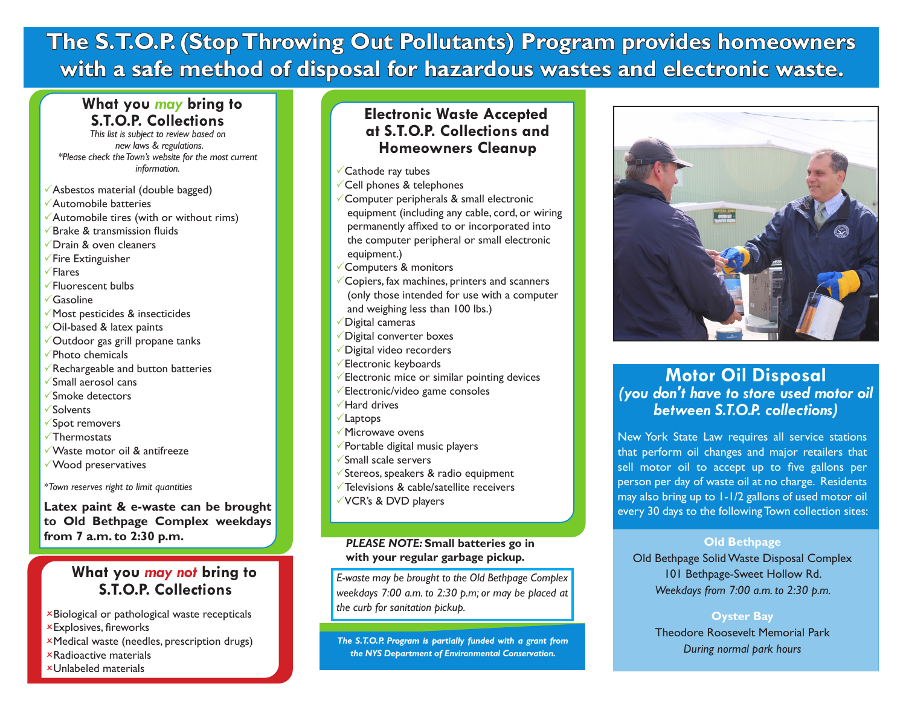# The S.T.O.P. (Stop Throwing Out Pollutants) Program provides homeowners with a safe method of disposal for hazardous wastes and electronic waste.

## What you *may* bring to S.T.O.P. Collections

*This list is subject to review based on new laws & regulations.*
*\*Please check the Town's website for the most current information.*

- ✓Asbestos material (double bagged)
- ✓Automobile batteries
- ✓Automobile tires (with or without rims)
- ✓Brake & transmission fluids
- ✓Drain & oven cleaners
- ✓Fire Extinguisher
- ✓Flares
- ✓Fluorescent bulbs
- ✓Gasoline
- ✓Most pesticides & insecticides
- ✓Oil-based & latex paints
- ✓Outdoor gas grill propane tanks
- ✓Photo chemicals
- ✓Rechargeable and button batteries
- ✓Small aerosol cans
- ✓Smoke detectors
- ✓Solvents
- ✓Spot removers
- ✓Thermostats
- ✓Waste motor oil & antifreeze
- ✓Wood preservatives

*\*Town reserves right to limit quantities*

**Latex paint & e-waste can be brought to Old Bethpage Complex weekdays from 7 a.m. to 2:30 p.m.**

## What you *may not* bring to S.T.O.P. Collections

- ×Biological or pathological waste recepticals
- ×Explosives, fireworks
- ×Medical waste (needles, prescription drugs)
- ×Radioactive materials
- ×Unlabeled materials

## Electronic Waste Accepted at S.T.O.P. Collections and Homeowners Cleanup

- ✓Cathode ray tubes
- ✓Cell phones & telephones
- ✓Computer peripherals & small electronic equipment (including any cable, cord, or wiring permanently affixed to or incorporated into the computer peripheral or small electronic equipment.)
- ✓Computers & monitors
- ✓Copiers, fax machines, printers and scanners (only those intended for use with a computer and weighing less than 100 lbs.)
- ✓Digital cameras
- ✓Digital converter boxes
- ✓Digital video recorders
- ✓Electronic keyboards
- ✓Electronic mice or similar pointing devices
- ✓Electronic/video game consoles
- ✓Hard drives
- ✓Laptops
- ✓Microwave ovens
- ✓Portable digital music players
- ✓Small scale servers
- ✓Stereos, speakers & radio equipment
- ✓Televisions & cable/satellite receivers
- ✓VCR's & DVD players

***PLEASE NOTE:* Small batteries go in with your regular garbage pickup.**

*E-waste may be brought to the Old Bethpage Complex weekdays 7:00 a.m. to 2:30 p.m; or may be placed at the curb for sanitation pickup.*

***The S.T.O.P. Program is partially funded with a grant from the NYS Department of Environmental Conservation.***

## Motor Oil Disposal
### *(you don't have to store used motor oil between S.T.O.P. collections)*

New York State Law requires all service stations that perform oil changes and major retailers that sell motor oil to accept up to five gallons per person per day of waste oil at no charge. Residents may also bring up to 1-1/2 gallons of used motor oil every 30 days to the following Town collection sites:

**Old Bethpage**
Old Bethpage Solid Waste Disposal Complex
101 Bethpage-Sweet Hollow Rd.
*Weekdays from 7:00 a.m. to 2:30 p.m.*

**Oyster Bay**
Theodore Roosevelt Memorial Park
*During normal park hours*